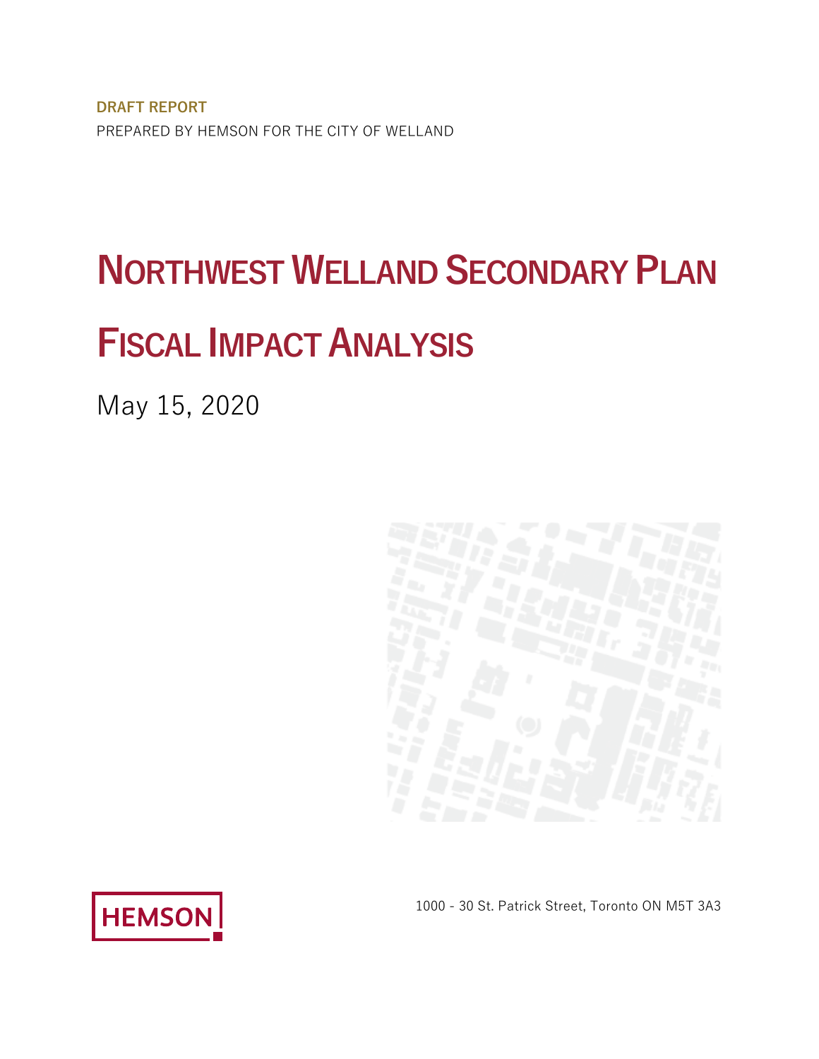**DRAFT REPORT**

PREPARED BY HEMSON FOR THE CITY OF WELLAND

# NORTHWEST WELLAND SECONDARY PLAN

# FISCAL IMPACT ANALYSIS

May 15, 2020

HEMSON

1000 - 30 St. Patrick Street, Toronto ON M5T 3A3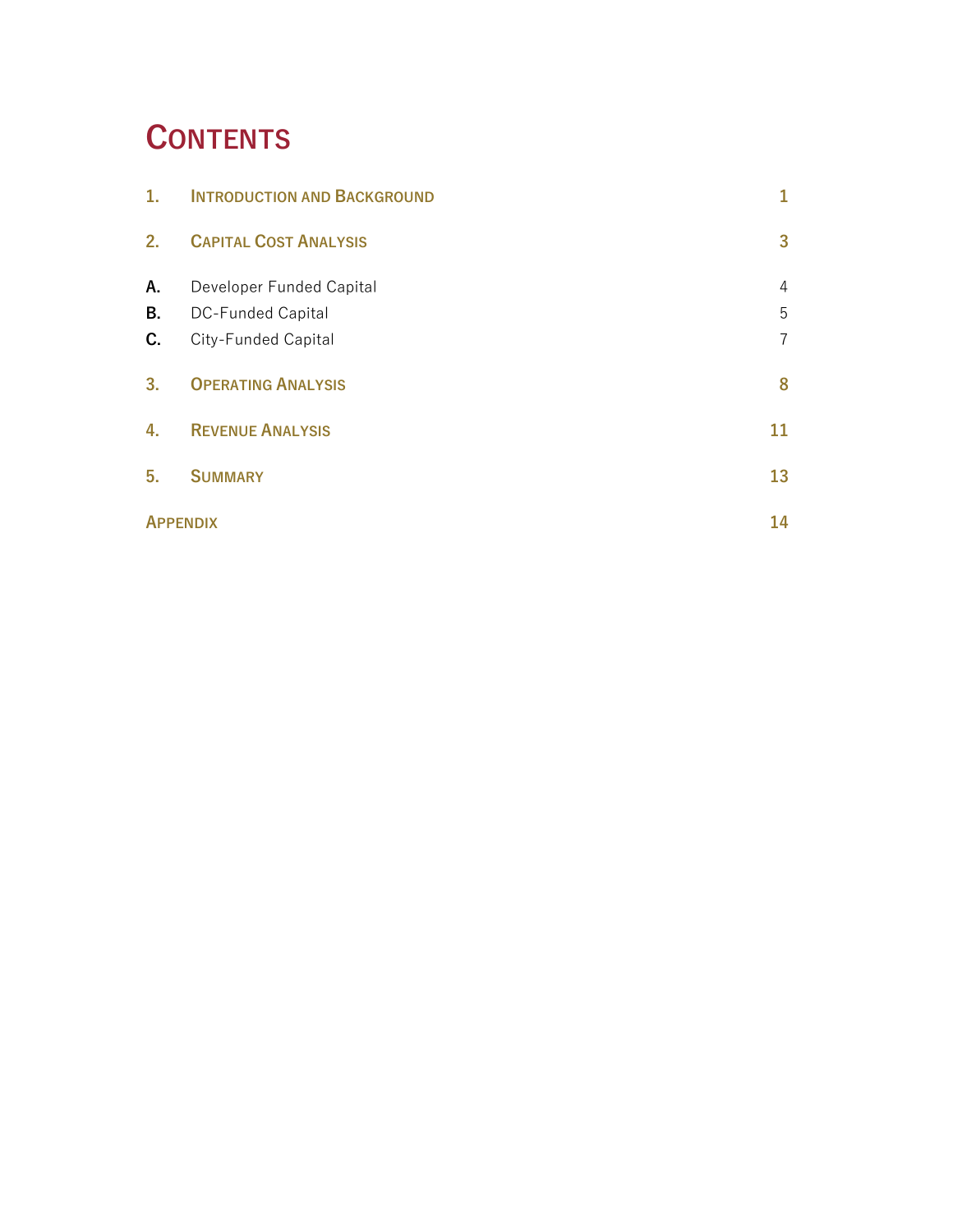# Contents

| | | |
|---|---|---|
| **1.** | **Introduction and Background** | **1** |
| **2.** | **Capital Cost Analysis** | **3** |
| **A.** | Developer Funded Capital | 4 |
| **B.** | DC-Funded Capital | 5 |
| **C.** | City-Funded Capital | 7 |
| **3.** | **Operating Analysis** | **8** |
| **4.** | **Revenue Analysis** | **11** |
| **5.** | **Summary** | **13** |
| **Appendix** | | **14** |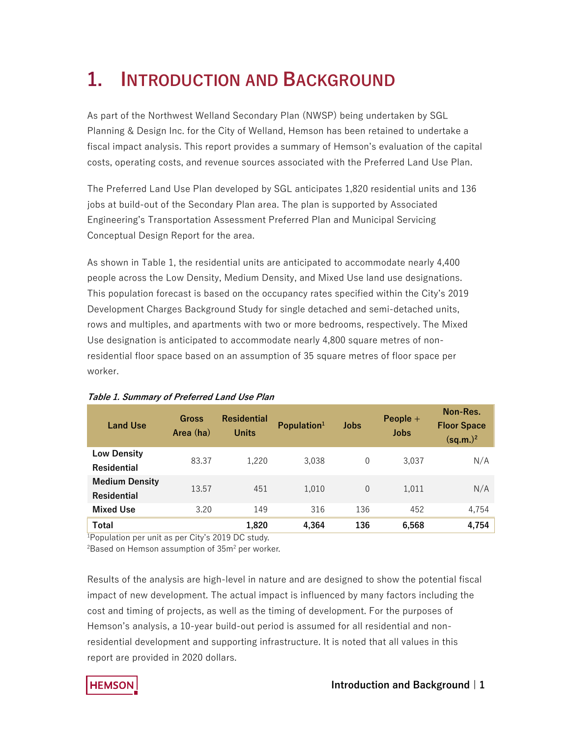# 1. Introduction and Background

As part of the Northwest Welland Secondary Plan (NWSP) being undertaken by SGL Planning & Design Inc. for the City of Welland, Hemson has been retained to undertake a fiscal impact analysis. This report provides a summary of Hemson's evaluation of the capital costs, operating costs, and revenue sources associated with the Preferred Land Use Plan.

The Preferred Land Use Plan developed by SGL anticipates 1,820 residential units and 136 jobs at build-out of the Secondary Plan area. The plan is supported by Associated Engineering's Transportation Assessment Preferred Plan and Municipal Servicing Conceptual Design Report for the area.

As shown in Table 1, the residential units are anticipated to accommodate nearly 4,400 people across the Low Density, Medium Density, and Mixed Use land use designations. This population forecast is based on the occupancy rates specified within the City's 2019 Development Charges Background Study for single detached and semi-detached units, rows and multiples, and apartments with two or more bedrooms, respectively. The Mixed Use designation is anticipated to accommodate nearly 4,800 square metres of non-residential floor space based on an assumption of 35 square metres of floor space per worker.

*Table 1. Summary of Preferred Land Use Plan*

| Land Use | Gross Area (ha) | Residential Units | Population[1] | Jobs | People + Jobs | Non-Res. Floor Space (sq.m.)[2] |
|---|---|---|---|---|---|---|
| **Low Density Residential** | 83.37 | 1,220 | 3,038 | 0 | 3,037 | N/A |
| **Medium Density Residential** | 13.57 | 451 | 1,010 | 0 | 1,011 | N/A |
| **Mixed Use** | 3.20 | 149 | 316 | 136 | 452 | 4,754 |
| **Total** | | **1,820** | **4,364** | **136** | **6,568** | **4,754** |

[1]Population per unit as per City's 2019 DC study.
[2]Based on Hemson assumption of 35m$^2$ per worker.

Results of the analysis are high-level in nature and are designed to show the potential fiscal impact of new development. The actual impact is influenced by many factors including the cost and timing of projects, as well as the timing of development. For the purposes of Hemson's analysis, a 10-year build-out period is assumed for all residential and non-residential development and supporting infrastructure. It is noted that all values in this report are provided in 2020 dollars.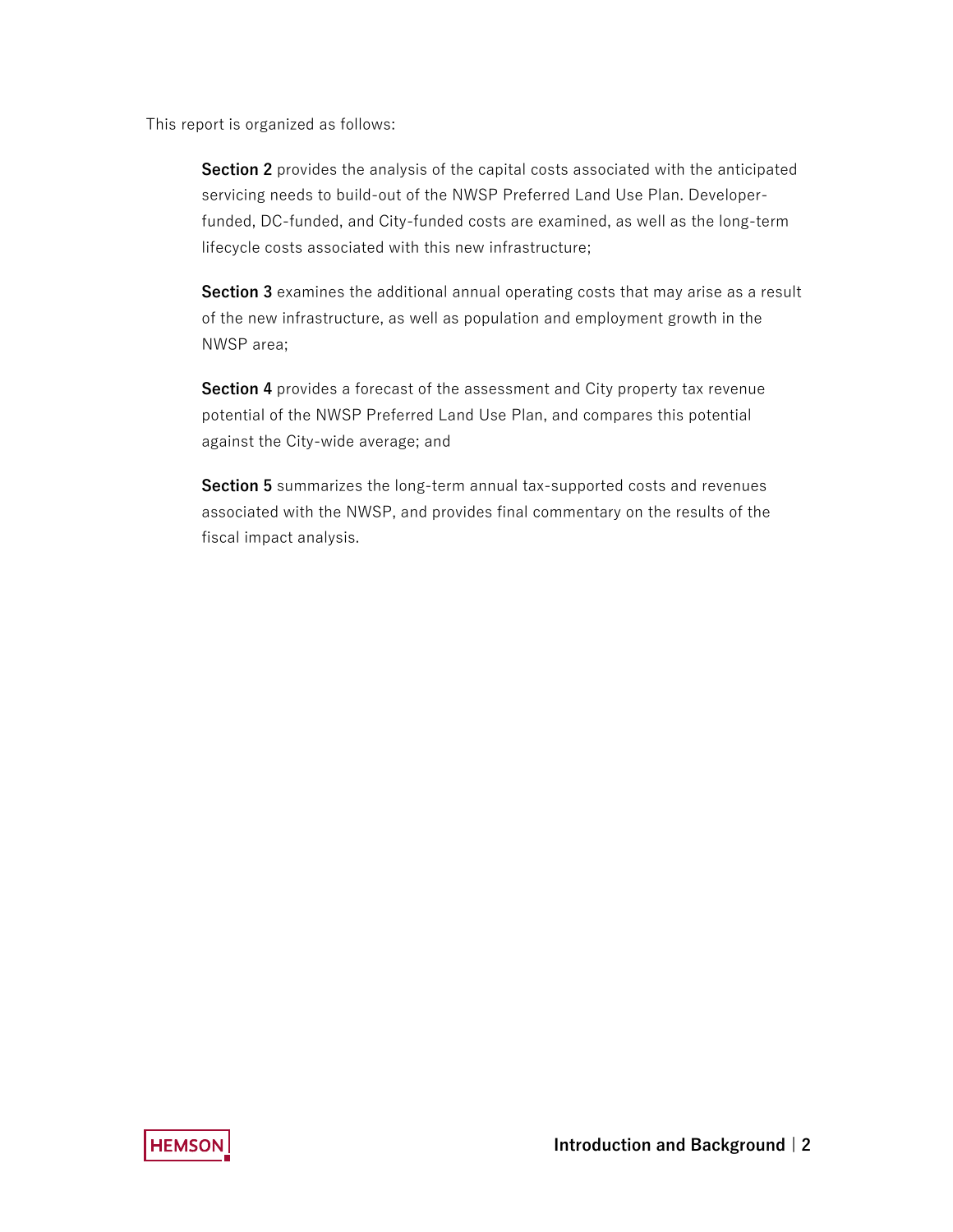This report is organized as follows:

**Section 2** provides the analysis of the capital costs associated with the anticipated servicing needs to build-out of the NWSP Preferred Land Use Plan. Developer-funded, DC-funded, and City-funded costs are examined, as well as the long-term lifecycle costs associated with this new infrastructure;

**Section 3** examines the additional annual operating costs that may arise as a result of the new infrastructure, as well as population and employment growth in the NWSP area;

**Section 4** provides a forecast of the assessment and City property tax revenue potential of the NWSP Preferred Land Use Plan, and compares this potential against the City-wide average; and

**Section 5** summarizes the long-term annual tax-supported costs and revenues associated with the NWSP, and provides final commentary on the results of the fiscal impact analysis.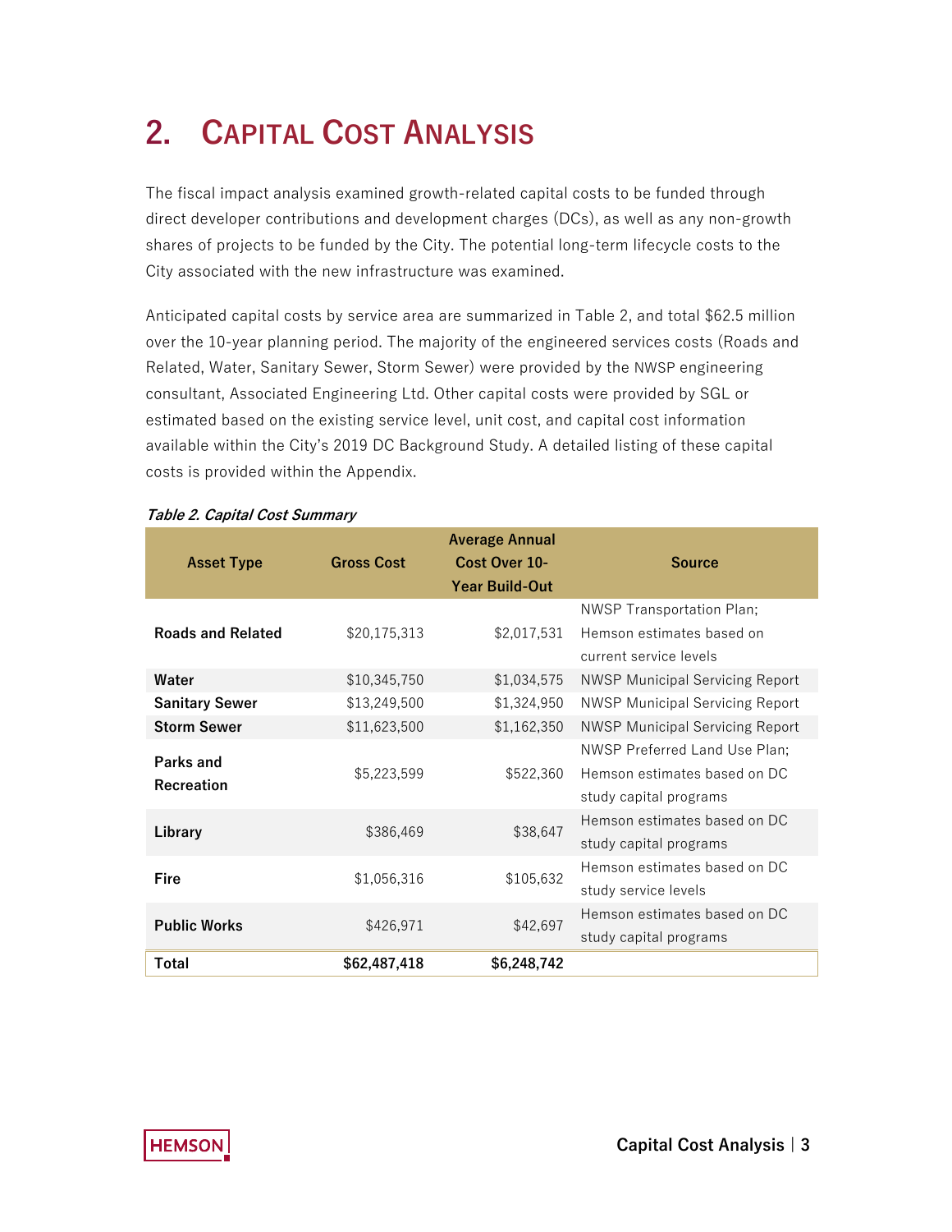# 2. Capital Cost Analysis

The fiscal impact analysis examined growth-related capital costs to be funded through direct developer contributions and development charges (DCs), as well as any non-growth shares of projects to be funded by the City. The potential long-term lifecycle costs to the City associated with the new infrastructure was examined.

Anticipated capital costs by service area are summarized in Table 2, and total $62.5 million over the 10-year planning period. The majority of the engineered services costs (Roads and Related, Water, Sanitary Sewer, Storm Sewer) were provided by the NWSP engineering consultant, Associated Engineering Ltd. Other capital costs were provided by SGL or estimated based on the existing service level, unit cost, and capital cost information available within the City's 2019 DC Background Study. A detailed listing of these capital costs is provided within the Appendix.

***Table 2. Capital Cost Summary***

| Asset Type | Gross Cost | Average Annual Cost Over 10-Year Build-Out | Source |
|---|---|---|---|
| **Roads and Related** | $20,175,313 | $2,017,531 | NWSP Transportation Plan; Hemson estimates based on current service levels |
| **Water** | $10,345,750 | $1,034,575 | NWSP Municipal Servicing Report |
| **Sanitary Sewer** | $13,249,500 | $1,324,950 | NWSP Municipal Servicing Report |
| **Storm Sewer** | $11,623,500 | $1,162,350 | NWSP Municipal Servicing Report |
| **Parks and Recreation** | $5,223,599 | $522,360 | NWSP Preferred Land Use Plan; Hemson estimates based on DC study capital programs |
| **Library** | $386,469 | $38,647 | Hemson estimates based on DC study capital programs |
| **Fire** | $1,056,316 | $105,632 | Hemson estimates based on DC study service levels |
| **Public Works** | $426,971 | $42,697 | Hemson estimates based on DC study capital programs |
| **Total** | **$62,487,418** | **$6,248,742** | |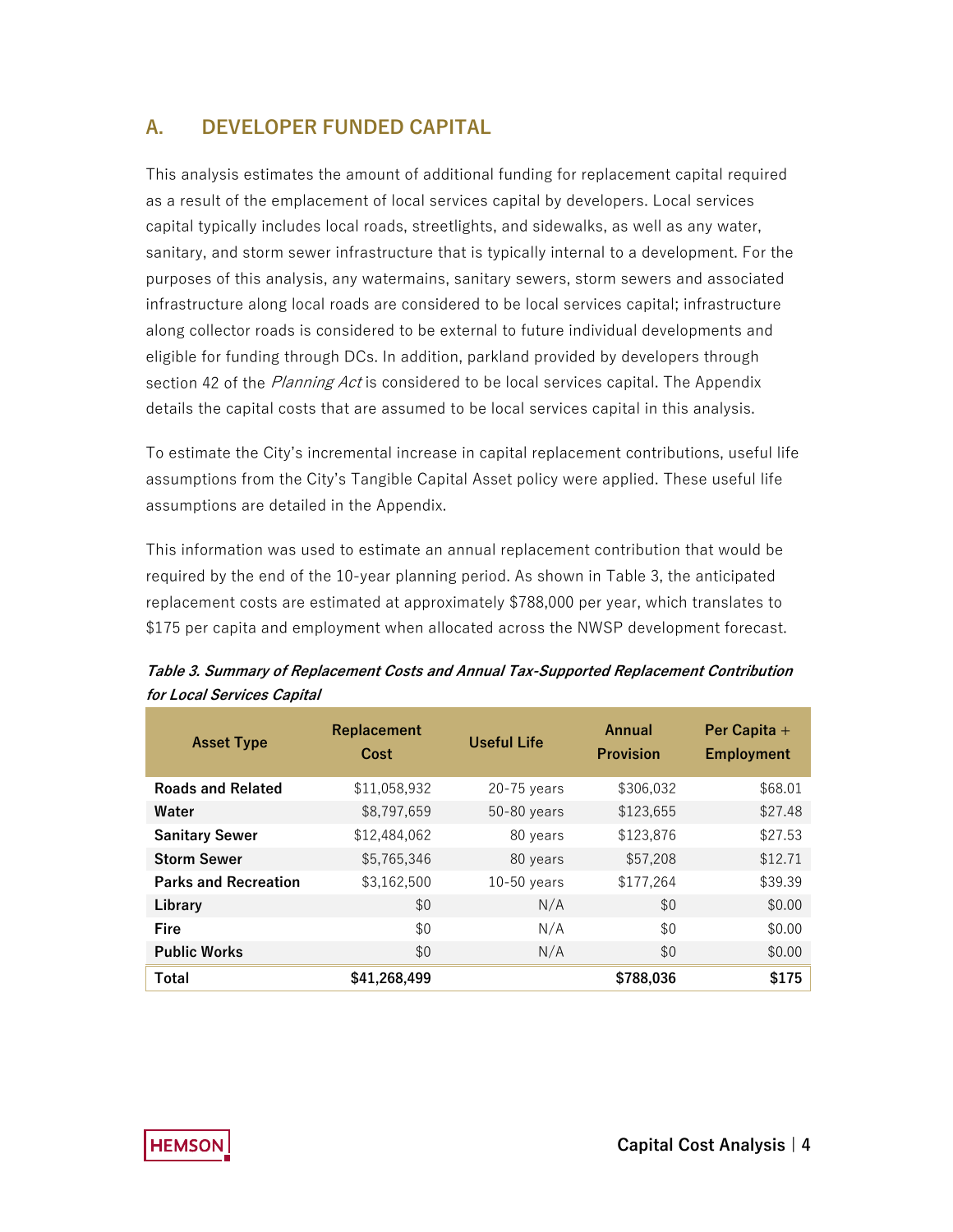## A. DEVELOPER FUNDED CAPITAL

This analysis estimates the amount of additional funding for replacement capital required as a result of the emplacement of local services capital by developers. Local services capital typically includes local roads, streetlights, and sidewalks, as well as any water, sanitary, and storm sewer infrastructure that is typically internal to a development. For the purposes of this analysis, any watermains, sanitary sewers, storm sewers and associated infrastructure along local roads are considered to be local services capital; infrastructure along collector roads is considered to be external to future individual developments and eligible for funding through DCs. In addition, parkland provided by developers through section 42 of the *Planning Act* is considered to be local services capital. The Appendix details the capital costs that are assumed to be local services capital in this analysis.

To estimate the City's incremental increase in capital replacement contributions, useful life assumptions from the City's Tangible Capital Asset policy were applied. These useful life assumptions are detailed in the Appendix.

This information was used to estimate an annual replacement contribution that would be required by the end of the 10-year planning period. As shown in Table 3, the anticipated replacement costs are estimated at approximately $788,000 per year, which translates to $175 per capita and employment when allocated across the NWSP development forecast.

***Table 3. Summary of Replacement Costs and Annual Tax-Supported Replacement Contribution for Local Services Capital***

| Asset Type | Replacement Cost | Useful Life | Annual Provision | Per Capita + Employment |
|---|---|---|---|---|
| **Roads and Related** | $11,058,932 | 20-75 years | $306,032 | $68.01 |
| **Water** | $8,797,659 | 50-80 years | $123,655 | $27.48 |
| **Sanitary Sewer** | $12,484,062 | 80 years | $123,876 | $27.53 |
| **Storm Sewer** | $5,765,346 | 80 years | $57,208 | $12.71 |
| **Parks and Recreation** | $3,162,500 | 10-50 years | $177,264 | $39.39 |
| **Library** | $0 | N/A | $0 | $0.00 |
| **Fire** | $0 | N/A | $0 | $0.00 |
| **Public Works** | $0 | N/A | $0 | $0.00 |
| **Total** | **$41,268,499** | | **$788,036** | **$175** |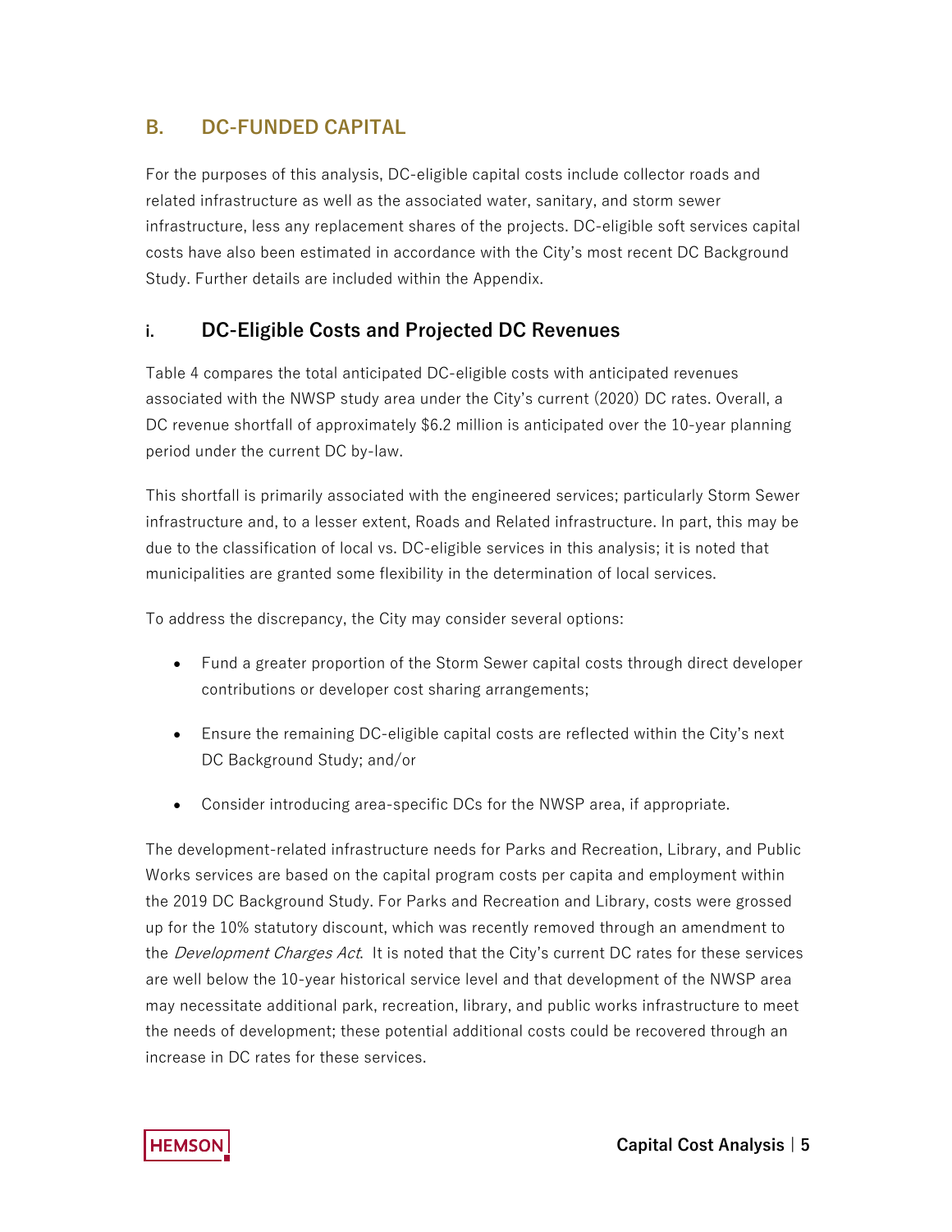## B. DC-FUNDED CAPITAL

For the purposes of this analysis, DC-eligible capital costs include collector roads and related infrastructure as well as the associated water, sanitary, and storm sewer infrastructure, less any replacement shares of the projects. DC-eligible soft services capital costs have also been estimated in accordance with the City's most recent DC Background Study. Further details are included within the Appendix.

### i. DC-Eligible Costs and Projected DC Revenues

Table 4 compares the total anticipated DC-eligible costs with anticipated revenues associated with the NWSP study area under the City's current (2020) DC rates. Overall, a DC revenue shortfall of approximately $6.2 million is anticipated over the 10-year planning period under the current DC by-law.

This shortfall is primarily associated with the engineered services; particularly Storm Sewer infrastructure and, to a lesser extent, Roads and Related infrastructure. In part, this may be due to the classification of local vs. DC-eligible services in this analysis; it is noted that municipalities are granted some flexibility in the determination of local services.

To address the discrepancy, the City may consider several options:

- Fund a greater proportion of the Storm Sewer capital costs through direct developer contributions or developer cost sharing arrangements;
- Ensure the remaining DC-eligible capital costs are reflected within the City's next DC Background Study; and/or
- Consider introducing area-specific DCs for the NWSP area, if appropriate.

The development-related infrastructure needs for Parks and Recreation, Library, and Public Works services are based on the capital program costs per capita and employment within the 2019 DC Background Study. For Parks and Recreation and Library, costs were grossed up for the 10% statutory discount, which was recently removed through an amendment to the *Development Charges Act*. It is noted that the City's current DC rates for these services are well below the 10-year historical service level and that development of the NWSP area may necessitate additional park, recreation, library, and public works infrastructure to meet the needs of development; these potential additional costs could be recovered through an increase in DC rates for these services.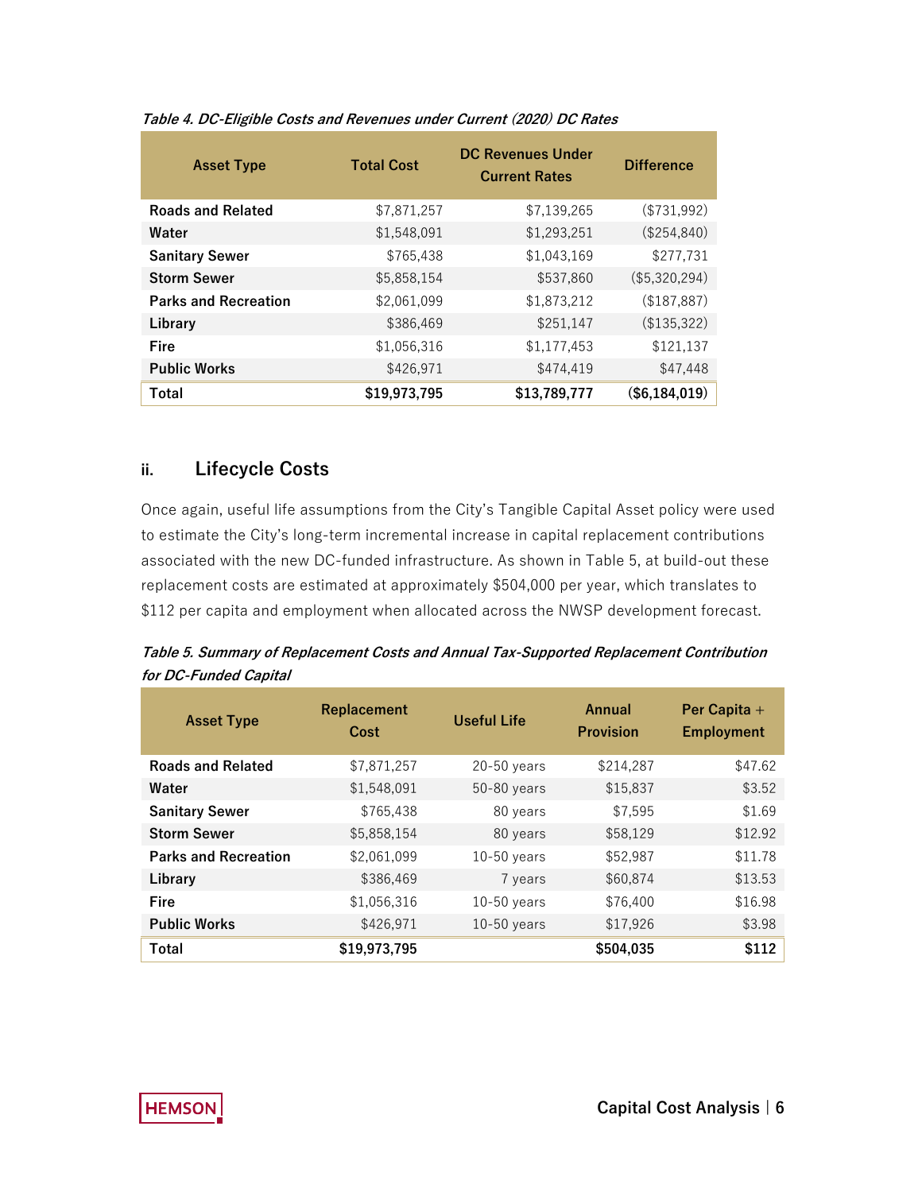*Table 4. DC-Eligible Costs and Revenues under Current (2020) DC Rates*

| Asset Type | Total Cost | DC Revenues Under Current Rates | Difference |
|---|---|---|---|
| Roads and Related | $7,871,257 | $7,139,265 | ($731,992) |
| Water | $1,548,091 | $1,293,251 | ($254,840) |
| Sanitary Sewer | $765,438 | $1,043,169 | $277,731 |
| Storm Sewer | $5,858,154 | $537,860 | ($5,320,294) |
| Parks and Recreation | $2,061,099 | $1,873,212 | ($187,887) |
| Library | $386,469 | $251,147 | ($135,322) |
| Fire | $1,056,316 | $1,177,453 | $121,137 |
| Public Works | $426,971 | $474,419 | $47,448 |
| **Total** | **$19,973,795** | **$13,789,777** | **($6,184,019)** |

## ii. Lifecycle Costs

Once again, useful life assumptions from the City's Tangible Capital Asset policy were used to estimate the City's long-term incremental increase in capital replacement contributions associated with the new DC-funded infrastructure. As shown in Table 5, at build-out these replacement costs are estimated at approximately $504,000 per year, which translates to $112 per capita and employment when allocated across the NWSP development forecast.

*Table 5. Summary of Replacement Costs and Annual Tax-Supported Replacement Contribution for DC-Funded Capital*

| Asset Type | Replacement Cost | Useful Life | Annual Provision | Per Capita + Employment |
|---|---|---|---|---|
| Roads and Related | $7,871,257 | 20-50 years | $214,287 | $47.62 |
| Water | $1,548,091 | 50-80 years | $15,837 | $3.52 |
| Sanitary Sewer | $765,438 | 80 years | $7,595 | $1.69 |
| Storm Sewer | $5,858,154 | 80 years | $58,129 | $12.92 |
| Parks and Recreation | $2,061,099 | 10-50 years | $52,987 | $11.78 |
| Library | $386,469 | 7 years | $60,874 | $13.53 |
| Fire | $1,056,316 | 10-50 years | $76,400 | $16.98 |
| Public Works | $426,971 | 10-50 years | $17,926 | $3.98 |
| **Total** | **$19,973,795** | | **$504,035** | **$112** |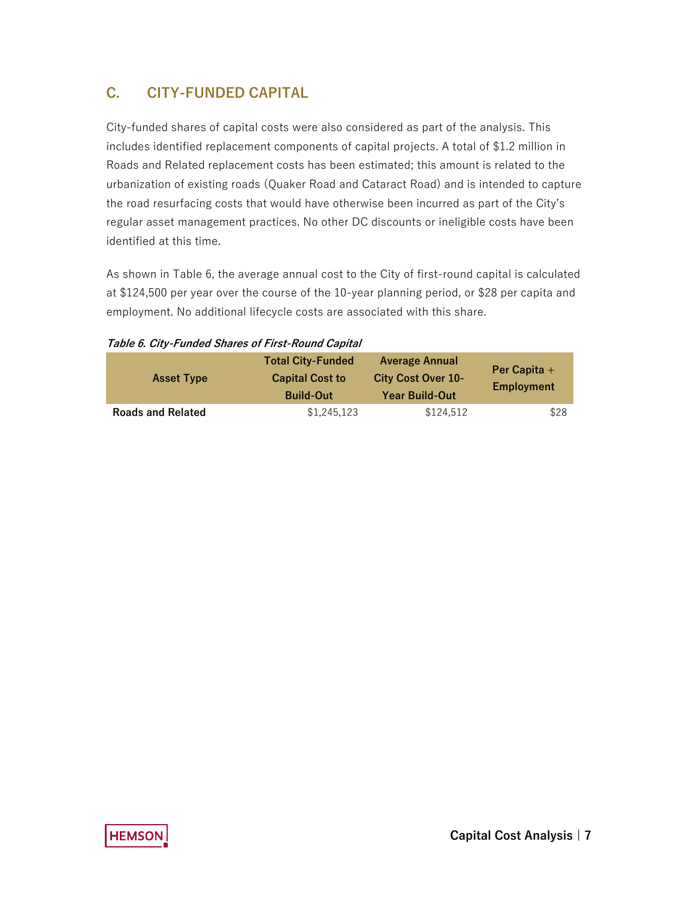## C. CITY-FUNDED CAPITAL

City-funded shares of capital costs were also considered as part of the analysis. This includes identified replacement components of capital projects. A total of $1.2 million in Roads and Related replacement costs has been estimated; this amount is related to the urbanization of existing roads (Quaker Road and Cataract Road) and is intended to capture the road resurfacing costs that would have otherwise been incurred as part of the City's regular asset management practices. No other DC discounts or ineligible costs have been identified at this time.

As shown in Table 6, the average annual cost to the City of first-round capital is calculated at $124,500 per year over the course of the 10-year planning period, or $28 per capita and employment. No additional lifecycle costs are associated with this share.

***Table 6. City-Funded Shares of First-Round Capital***

| Asset Type | Total City-Funded Capital Cost to Build-Out | Average Annual City Cost Over 10-Year Build-Out | Per Capita + Employment |
|---|---|---|---|
| **Roads and Related** | $1,245,123 | $124,512 | $28 |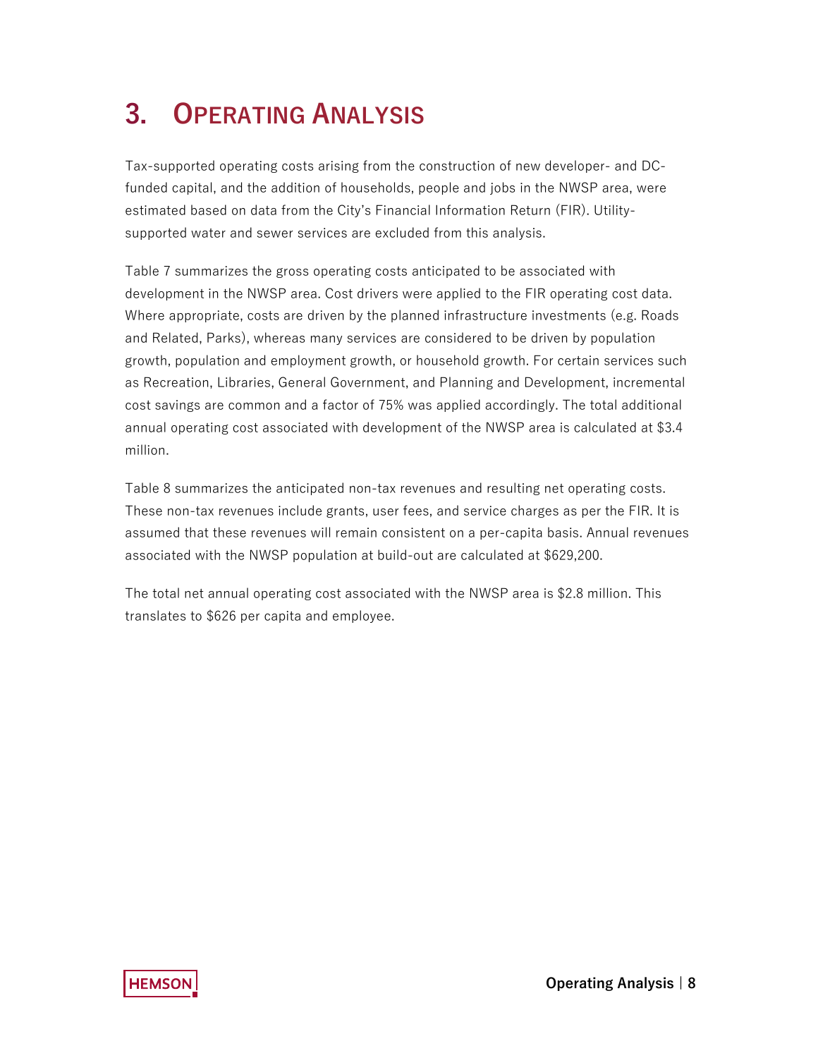# 3. Operating Analysis

Tax-supported operating costs arising from the construction of new developer- and DC-funded capital, and the addition of households, people and jobs in the NWSP area, were estimated based on data from the City's Financial Information Return (FIR). Utility-supported water and sewer services are excluded from this analysis.

Table 7 summarizes the gross operating costs anticipated to be associated with development in the NWSP area. Cost drivers were applied to the FIR operating cost data. Where appropriate, costs are driven by the planned infrastructure investments (e.g. Roads and Related, Parks), whereas many services are considered to be driven by population growth, population and employment growth, or household growth. For certain services such as Recreation, Libraries, General Government, and Planning and Development, incremental cost savings are common and a factor of 75% was applied accordingly. The total additional annual operating cost associated with development of the NWSP area is calculated at $3.4 million.

Table 8 summarizes the anticipated non-tax revenues and resulting net operating costs. These non-tax revenues include grants, user fees, and service charges as per the FIR. It is assumed that these revenues will remain consistent on a per-capita basis. Annual revenues associated with the NWSP population at build-out are calculated at $629,200.

The total net annual operating cost associated with the NWSP area is $2.8 million. This translates to $626 per capita and employee.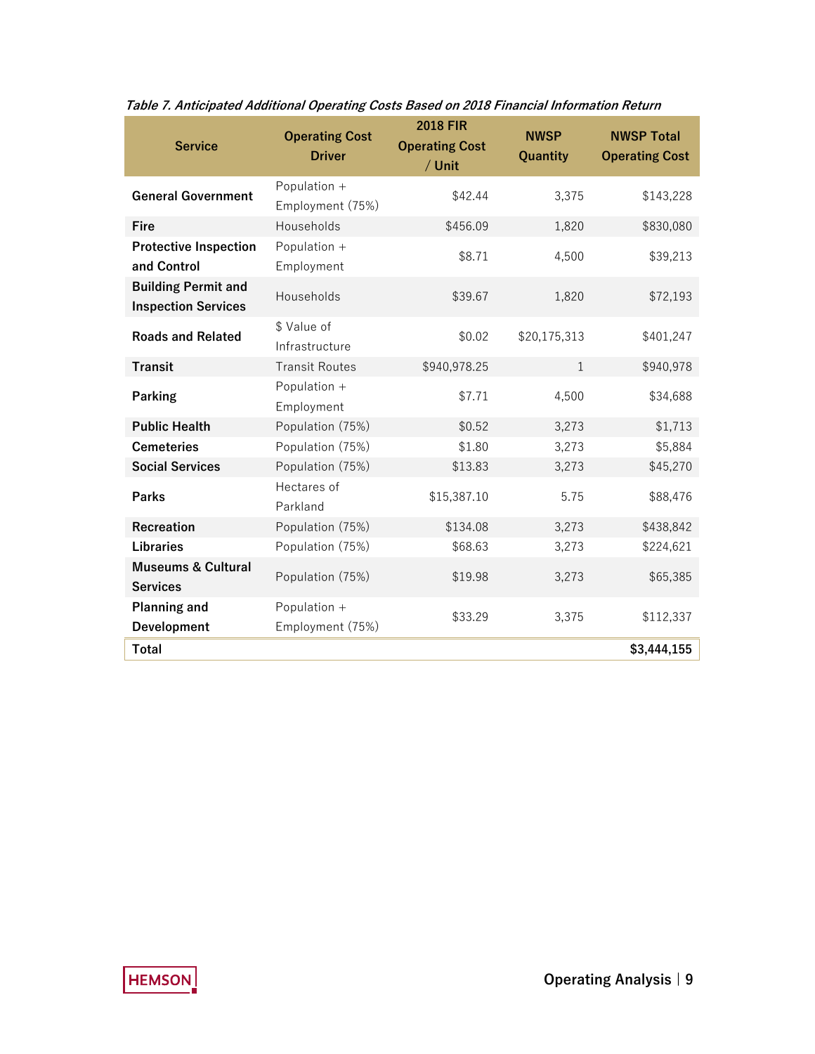*Table 7. Anticipated Additional Operating Costs Based on 2018 Financial Information Return*

| Service | Operating Cost Driver | 2018 FIR Operating Cost / Unit | NWSP Quantity | NWSP Total Operating Cost |
|---|---|---|---|---|
| **General Government** | Population + Employment (75%) | $42.44 | 3,375 | $143,228 |
| **Fire** | Households | $456.09 | 1,820 | $830,080 |
| **Protective Inspection and Control** | Population + Employment | $8.71 | 4,500 | $39,213 |
| **Building Permit and Inspection Services** | Households | $39.67 | 1,820 | $72,193 |
| **Roads and Related** | $ Value of Infrastructure | $0.02 | $20,175,313 | $401,247 |
| **Transit** | Transit Routes | $940,978.25 | 1 | $940,978 |
| **Parking** | Population + Employment | $7.71 | 4,500 | $34,688 |
| **Public Health** | Population (75%) | $0.52 | 3,273 | $1,713 |
| **Cemeteries** | Population (75%) | $1.80 | 3,273 | $5,884 |
| **Social Services** | Population (75%) | $13.83 | 3,273 | $45,270 |
| **Parks** | Hectares of Parkland | $15,387.10 | 5.75 | $88,476 |
| **Recreation** | Population (75%) | $134.08 | 3,273 | $438,842 |
| **Libraries** | Population (75%) | $68.63 | 3,273 | $224,621 |
| **Museums & Cultural Services** | Population (75%) | $19.98 | 3,273 | $65,385 |
| **Planning and Development** | Population + Employment (75%) | $33.29 | 3,375 | $112,337 |
| **Total** | | | | **$3,444,155** |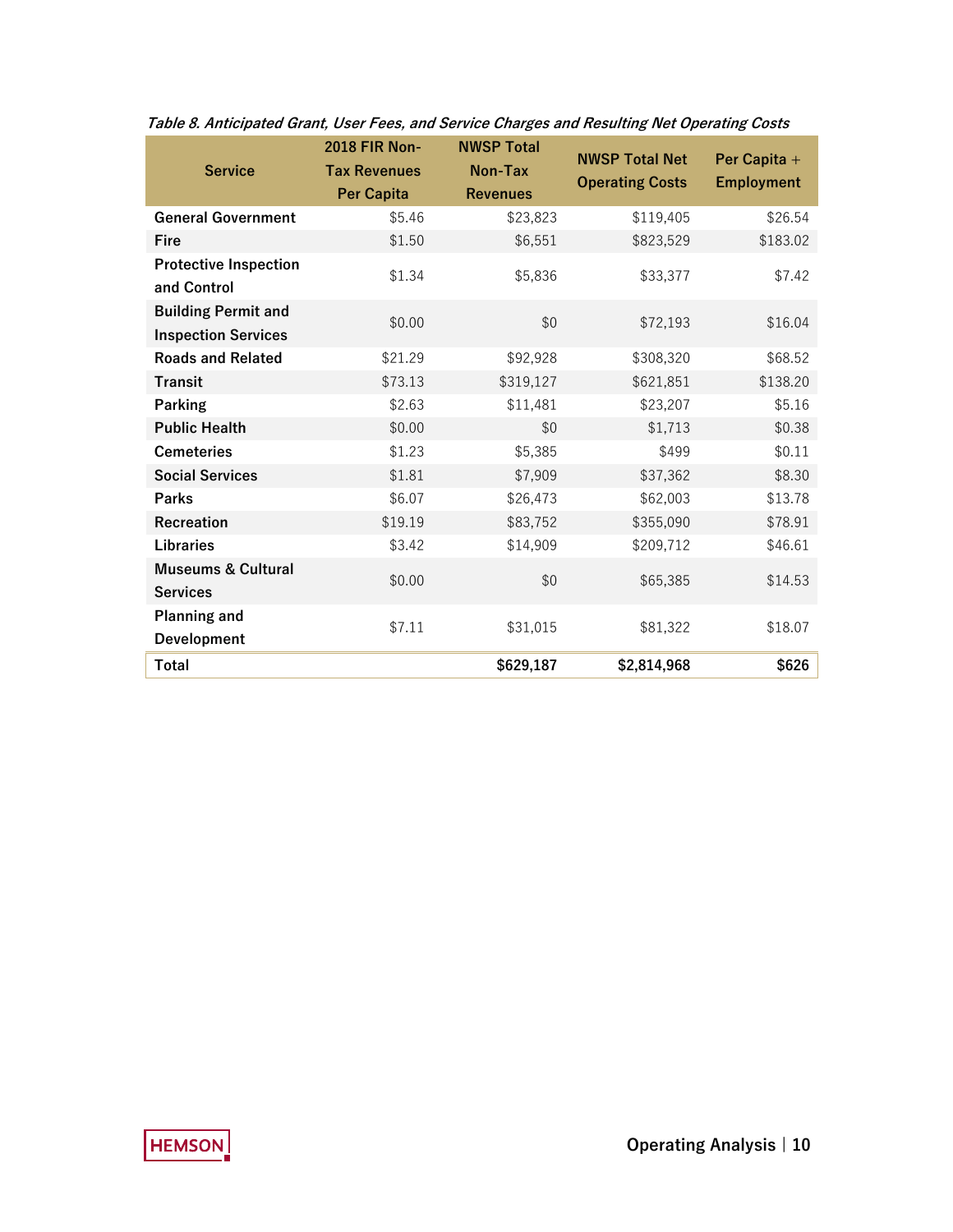*Table 8. Anticipated Grant, User Fees, and Service Charges and Resulting Net Operating Costs*

| Service | 2018 FIR Non-Tax Revenues Per Capita | NWSP Total Non-Tax Revenues | NWSP Total Net Operating Costs | Per Capita + Employment |
|---|---|---|---|---|
| **General Government** | $5.46 | $23,823 | $119,405 | $26.54 |
| **Fire** | $1.50 | $6,551 | $823,529 | $183.02 |
| **Protective Inspection and Control** | $1.34 | $5,836 | $33,377 | $7.42 |
| **Building Permit and Inspection Services** | $0.00 | $0 | $72,193 | $16.04 |
| **Roads and Related** | $21.29 | $92,928 | $308,320 | $68.52 |
| **Transit** | $73.13 | $319,127 | $621,851 | $138.20 |
| **Parking** | $2.63 | $11,481 | $23,207 | $5.16 |
| **Public Health** | $0.00 | $0 | $1,713 | $0.38 |
| **Cemeteries** | $1.23 | $5,385 | $499 | $0.11 |
| **Social Services** | $1.81 | $7,909 | $37,362 | $8.30 |
| **Parks** | $6.07 | $26,473 | $62,003 | $13.78 |
| **Recreation** | $19.19 | $83,752 | $355,090 | $78.91 |
| **Libraries** | $3.42 | $14,909 | $209,712 | $46.61 |
| **Museums & Cultural Services** | $0.00 | $0 | $65,385 | $14.53 |
| **Planning and Development** | $7.11 | $31,015 | $81,322 | $18.07 |
| **Total** | | **$629,187** | **$2,814,968** | **$626** |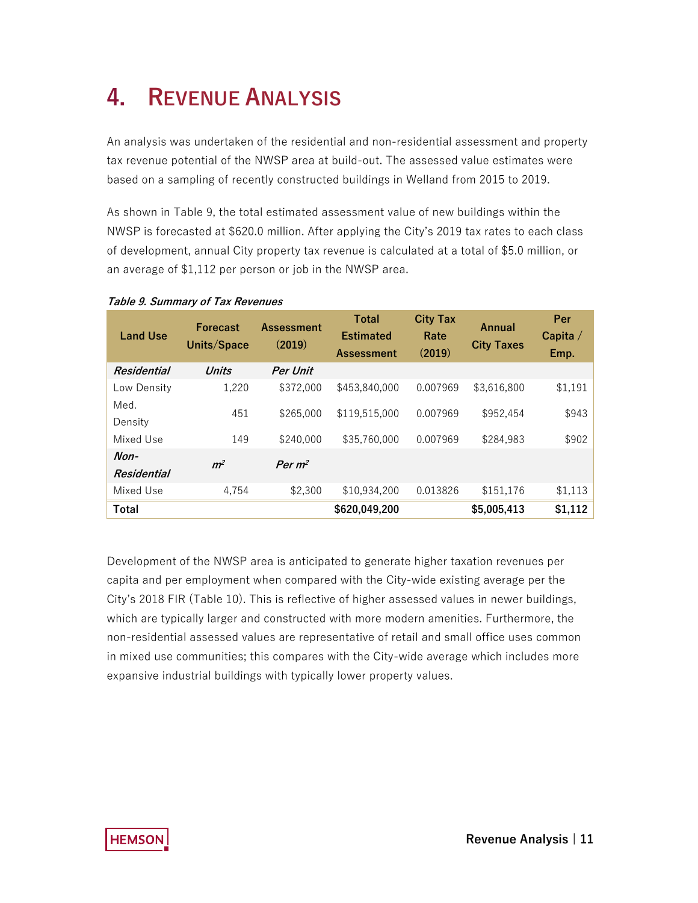# 4. Revenue Analysis

An analysis was undertaken of the residential and non-residential assessment and property tax revenue potential of the NWSP area at build-out. The assessed value estimates were based on a sampling of recently constructed buildings in Welland from 2015 to 2019.

As shown in Table 9, the total estimated assessment value of new buildings within the NWSP is forecasted at $620.0 million. After applying the City's 2019 tax rates to each class of development, annual City property tax revenue is calculated at a total of $5.0 million, or an average of $1,112 per person or job in the NWSP area.

***Table 9. Summary of Tax Revenues***

| Land Use | Forecast Units/Space | Assessment (2019) | Total Estimated Assessment | City Tax Rate (2019) | Annual City Taxes | Per Capita / Emp. |
|---|---|---|---|---|---|---|
| ***Residential*** | ***Units*** | ***Per Unit*** | | | | |
| Low Density | 1,220 | $372,000 | $453,840,000 | 0.007969 | $3,616,800 | $1,191 |
| Med. Density | 451 | $265,000 | $119,515,000 | 0.007969 | $952,454 | $943 |
| Mixed Use | 149 | $240,000 | $35,760,000 | 0.007969 | $284,983 | $902 |
| ***Non-Residential*** | ***m²*** | ***Per m²*** | | | | |
| Mixed Use | 4,754 | $2,300 | $10,934,200 | 0.013826 | $151,176 | $1,113 |
| **Total** | | | **$620,049,200** | | **$5,005,413** | **$1,112** |

Development of the NWSP area is anticipated to generate higher taxation revenues per capita and per employment when compared with the City-wide existing average per the City's 2018 FIR (Table 10). This is reflective of higher assessed values in newer buildings, which are typically larger and constructed with more modern amenities. Furthermore, the non-residential assessed values are representative of retail and small office uses common in mixed use communities; this compares with the City-wide average which includes more expansive industrial buildings with typically lower property values.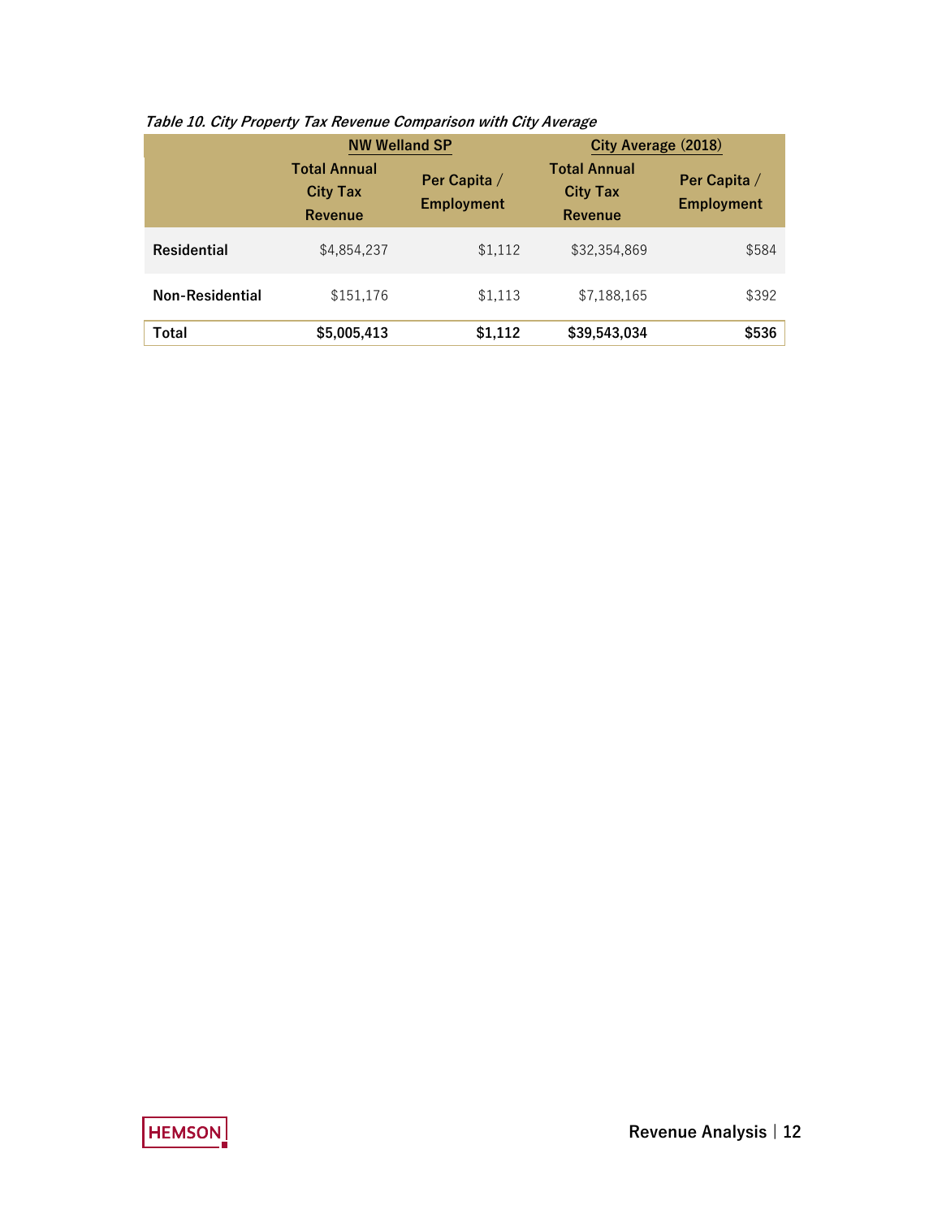*Table 10. City Property Tax Revenue Comparison with City Average*

| | NW Welland SP | | City Average (2018) | |
|---|---|---|---|---|
| | Total Annual City Tax Revenue | Per Capita / Employment | Total Annual City Tax Revenue | Per Capita / Employment |
| **Residential** | $4,854,237 | $1,112 | $32,354,869 | $584 |
| **Non-Residential** | $151,176 | $1,113 | $7,188,165 | $392 |
| **Total** | **$5,005,413** | **$1,112** | **$39,543,034** | **$536** |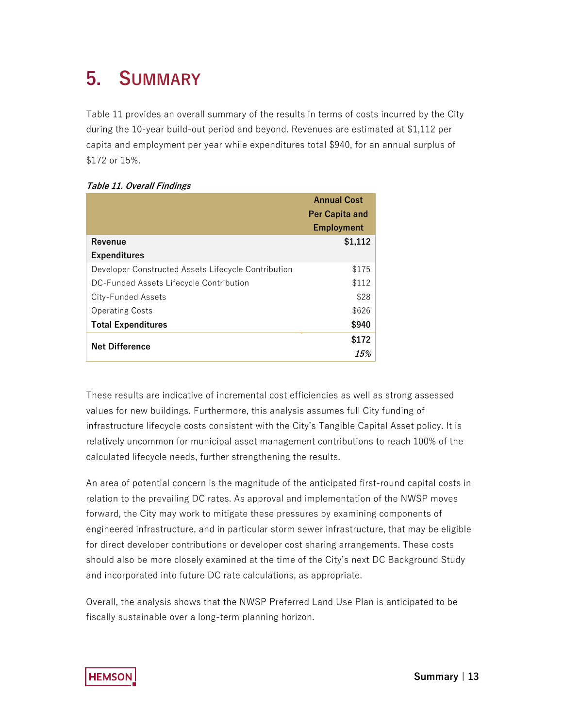# 5. Summary

Table 11 provides an overall summary of the results in terms of costs incurred by the City during the 10-year build-out period and beyond. Revenues are estimated at $1,112 per capita and employment per year while expenditures total $940, for an annual surplus of $172 or 15%.

***Table 11. Overall Findings***

| | Annual Cost Per Capita and Employment |
|---|---|
| **Revenue** | **$1,112** |
| **Expenditures** | |
| Developer Constructed Assets Lifecycle Contribution | $175 |
| DC-Funded Assets Lifecycle Contribution | $112 |
| City-Funded Assets | $28 |
| Operating Costs | $626 |
| **Total Expenditures** | **$940** |
| **Net Difference** | **$172** |
| | ***15%*** |

These results are indicative of incremental cost efficiencies as well as strong assessed values for new buildings. Furthermore, this analysis assumes full City funding of infrastructure lifecycle costs consistent with the City's Tangible Capital Asset policy. It is relatively uncommon for municipal asset management contributions to reach 100% of the calculated lifecycle needs, further strengthening the results.

An area of potential concern is the magnitude of the anticipated first-round capital costs in relation to the prevailing DC rates. As approval and implementation of the NWSP moves forward, the City may work to mitigate these pressures by examining components of engineered infrastructure, and in particular storm sewer infrastructure, that may be eligible for direct developer contributions or developer cost sharing arrangements. These costs should also be more closely examined at the time of the City's next DC Background Study and incorporated into future DC rate calculations, as appropriate.

Overall, the analysis shows that the NWSP Preferred Land Use Plan is anticipated to be fiscally sustainable over a long-term planning horizon.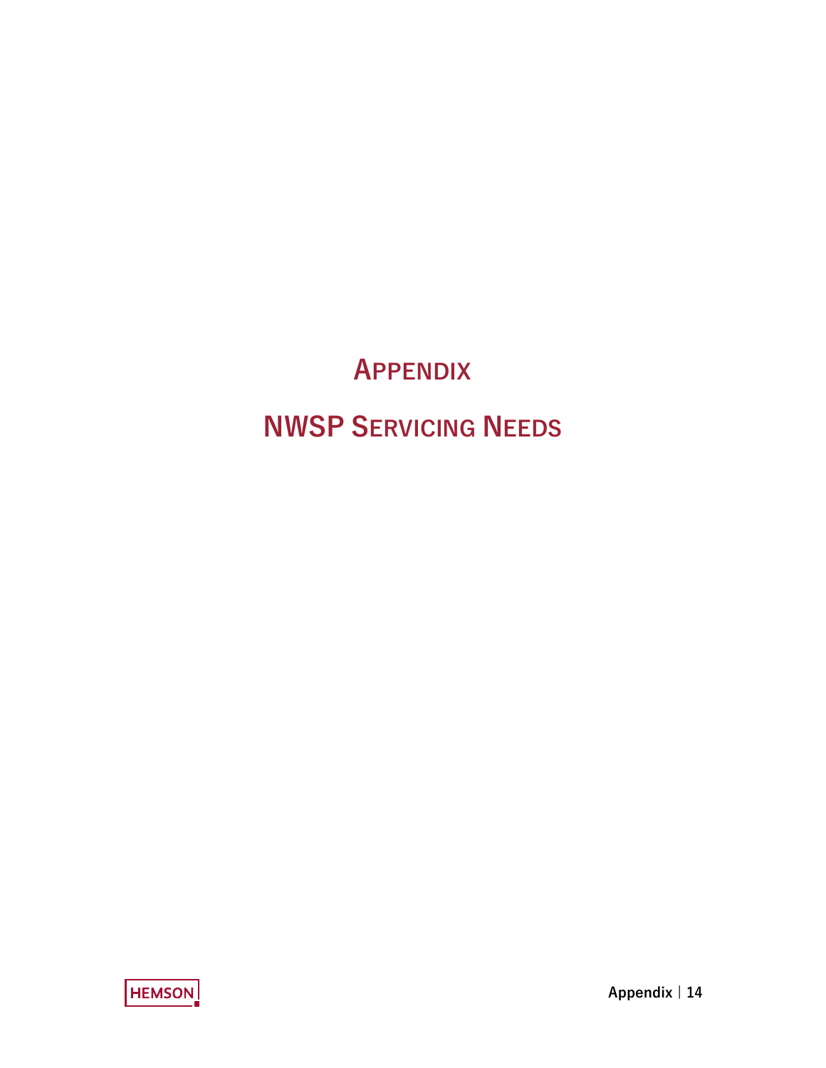# Appendix

# NWSP Servicing Needs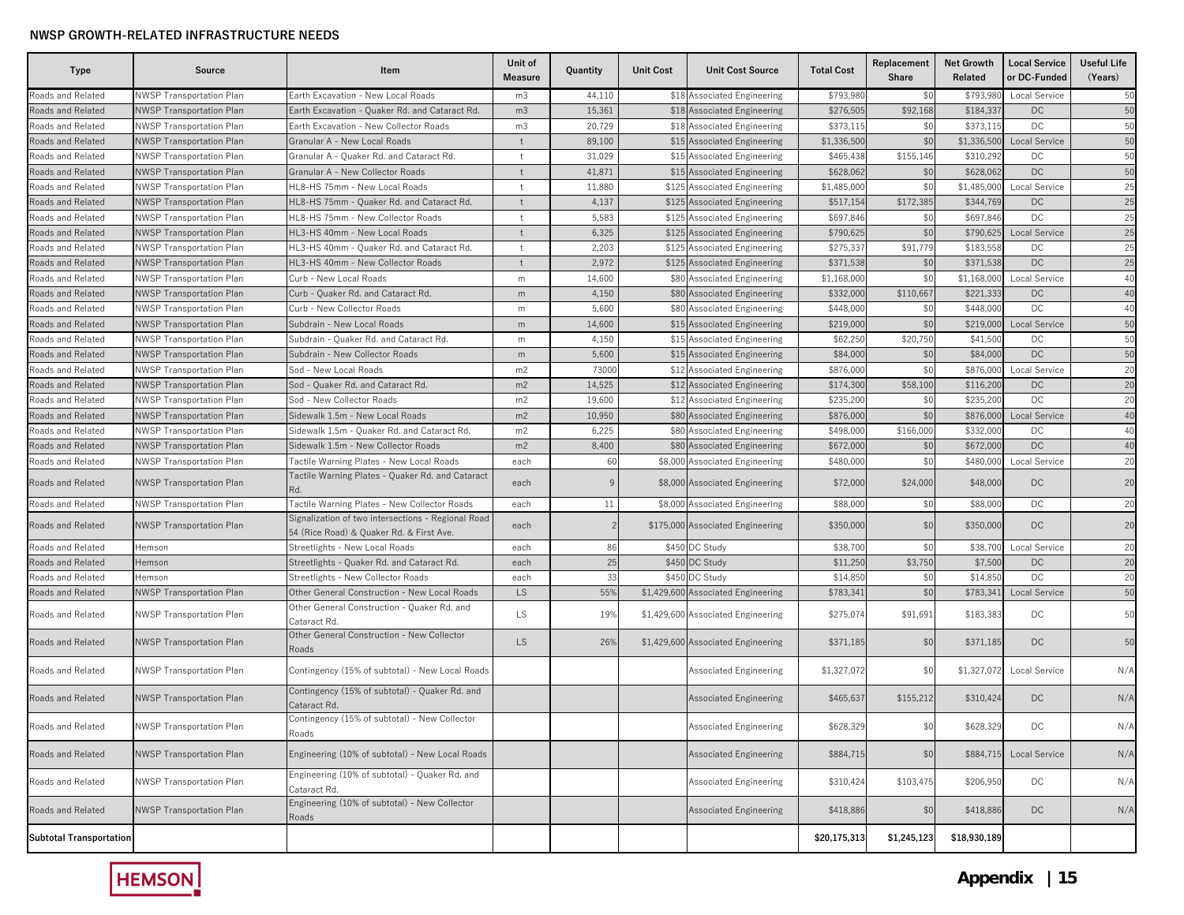## NWSP GROWTH-RELATED INFRASTRUCTURE NEEDS

| Type | Source | Item | Unit of Measure | Quantity | Unit Cost | Unit Cost Source | Total Cost | Replacement Share | Net Growth Related | Local Service or DC-Funded | Useful Life (Years) |
|---|---|---|---|---|---|---|---|---|---|---|---|
| Roads and Related | NWSP Transportation Plan | Earth Excavation - New Local Roads | m3 | 44,110 | $18 | Associated Engineering | $793,980 | $0 | $793,980 | Local Service | 50 |
| Roads and Related | NWSP Transportation Plan | Earth Excavation - Quaker Rd. and Cataract Rd. | m3 | 15,361 | $18 | Associated Engineering | $276,505 | $92,168 | $184,337 | DC | 50 |
| Roads and Related | NWSP Transportation Plan | Earth Excavation - New Collector Roads | m3 | 20,729 | $18 | Associated Engineering | $373,115 | $0 | $373,115 | DC | 50 |
| Roads and Related | NWSP Transportation Plan | Granular A - New Local Roads | t | 89,100 | $15 | Associated Engineering | $1,336,500 | $0 | $1,336,500 | Local Service | 50 |
| Roads and Related | NWSP Transportation Plan | Granular A - Quaker Rd. and Cataract Rd. | t | 31,029 | $15 | Associated Engineering | $465,438 | $155,146 | $310,292 | DC | 50 |
| Roads and Related | NWSP Transportation Plan | Granular A - New Collector Roads | t | 41,871 | $15 | Associated Engineering | $628,062 | $0 | $628,062 | DC | 50 |
| Roads and Related | NWSP Transportation Plan | HL8-HS 75mm - New Local Roads | t | 11,880 | $125 | Associated Engineering | $1,485,000 | $0 | $1,485,000 | Local Service | 25 |
| Roads and Related | NWSP Transportation Plan | HL8-HS 75mm - Quaker Rd. and Cataract Rd. | t | 4,137 | $125 | Associated Engineering | $517,154 | $172,385 | $344,769 | DC | 25 |
| Roads and Related | NWSP Transportation Plan | HL8-HS 75mm - New Collector Roads | t | 5,583 | $125 | Associated Engineering | $697,846 | $0 | $697,846 | DC | 25 |
| Roads and Related | NWSP Transportation Plan | HL3-HS 40mm - New Local Roads | t | 6,325 | $125 | Associated Engineering | $790,625 | $0 | $790,625 | Local Service | 25 |
| Roads and Related | NWSP Transportation Plan | HL3-HS 40mm - Quaker Rd. and Cataract Rd. | t | 2,203 | $125 | Associated Engineering | $275,337 | $91,779 | $183,558 | DC | 25 |
| Roads and Related | NWSP Transportation Plan | HL3-HS 40mm - New Collector Roads | t | 2,972 | $125 | Associated Engineering | $371,538 | $0 | $371,538 | DC | 25 |
| Roads and Related | NWSP Transportation Plan | Curb - New Local Roads | m | 14,600 | $80 | Associated Engineering | $1,168,000 | $0 | $1,168,000 | Local Service | 40 |
| Roads and Related | NWSP Transportation Plan | Curb - Quaker Rd. and Cataract Rd. | m | 4,150 | $80 | Associated Engineering | $332,000 | $110,667 | $221,333 | DC | 40 |
| Roads and Related | NWSP Transportation Plan | Curb - New Collector Roads | m | 5,600 | $80 | Associated Engineering | $448,000 | $0 | $448,000 | DC | 40 |
| Roads and Related | NWSP Transportation Plan | Subdrain - New Local Roads | m | 14,600 | $15 | Associated Engineering | $219,000 | $0 | $219,000 | Local Service | 50 |
| Roads and Related | NWSP Transportation Plan | Subdrain - Quaker Rd. and Cataract Rd. | m | 4,150 | $15 | Associated Engineering | $62,250 | $20,750 | $41,500 | DC | 50 |
| Roads and Related | NWSP Transportation Plan | Subdrain - New Collector Roads | m | 5,600 | $15 | Associated Engineering | $84,000 | $0 | $84,000 | DC | 50 |
| Roads and Related | NWSP Transportation Plan | Sod - New Local Roads | m2 | 73000 | $12 | Associated Engineering | $876,000 | $0 | $876,000 | Local Service | 20 |
| Roads and Related | NWSP Transportation Plan | Sod - Quaker Rd. and Cataract Rd. | m2 | 14,525 | $12 | Associated Engineering | $174,300 | $58,100 | $116,200 | DC | 20 |
| Roads and Related | NWSP Transportation Plan | Sod - New Collector Roads | m2 | 19,600 | $12 | Associated Engineering | $235,200 | $0 | $235,200 | DC | 20 |
| Roads and Related | NWSP Transportation Plan | Sidewalk 1.5m - New Local Roads | m2 | 10,950 | $80 | Associated Engineering | $876,000 | $0 | $876,000 | Local Service | 40 |
| Roads and Related | NWSP Transportation Plan | Sidewalk 1.5m - Quaker Rd. and Cataract Rd. | m2 | 6,225 | $80 | Associated Engineering | $498,000 | $166,000 | $332,000 | DC | 40 |
| Roads and Related | NWSP Transportation Plan | Sidewalk 1.5m - New Collector Roads | m2 | 8,400 | $80 | Associated Engineering | $672,000 | $0 | $672,000 | DC | 40 |
| Roads and Related | NWSP Transportation Plan | Tactile Warning Plates - New Local Roads | each | 60 | $8,000 | Associated Engineering | $480,000 | $0 | $480,000 | Local Service | 20 |
| Roads and Related | NWSP Transportation Plan | Tactile Warning Plates - Quaker Rd. and Cataract Rd. | each | 9 | $8,000 | Associated Engineering | $72,000 | $24,000 | $48,000 | DC | 20 |
| Roads and Related | NWSP Transportation Plan | Tactile Warning Plates - New Collector Roads | each | 11 | $8,000 | Associated Engineering | $88,000 | $0 | $88,000 | DC | 20 |
| Roads and Related | NWSP Transportation Plan | Signalization of two intersections - Regional Road 54 (Rice Road) & Quaker Rd. & First Ave. | each | 2 | $175,000 | Associated Engineering | $350,000 | $0 | $350,000 | DC | 20 |
| Roads and Related | Hemson | Streetlights - New Local Roads | each | 86 | $450 | DC Study | $38,700 | $0 | $38,700 | Local Service | 20 |
| Roads and Related | Hemson | Streetlights - Quaker Rd. and Cataract Rd. | each | 25 | $450 | DC Study | $11,250 | $3,750 | $7,500 | DC | 20 |
| Roads and Related | Hemson | Streetlights - New Collector Roads | each | 33 | $450 | DC Study | $14,850 | $0 | $14,850 | DC | 20 |
| Roads and Related | NWSP Transportation Plan | Other General Construction - New Local Roads | LS | 55% | $1,429,600 | Associated Engineering | $783,341 | $0 | $783,341 | Local Service | 50 |
| Roads and Related | NWSP Transportation Plan | Other General Construction - Quaker Rd. and Cataract Rd. | LS | 19% | $1,429,600 | Associated Engineering | $275,074 | $91,691 | $183,383 | DC | 50 |
| Roads and Related | NWSP Transportation Plan | Other General Construction - New Collector Roads | LS | 26% | $1,429,600 | Associated Engineering | $371,185 | $0 | $371,185 | DC | 50 |
| Roads and Related | NWSP Transportation Plan | Contingency (15% of subtotal) - New Local Roads | | | | Associated Engineering | $1,327,072 | $0 | $1,327,072 | Local Service | N/A |
| Roads and Related | NWSP Transportation Plan | Contingency (15% of subtotal) - Quaker Rd. and Cataract Rd. | | | | Associated Engineering | $465,637 | $155,212 | $310,424 | DC | N/A |
| Roads and Related | NWSP Transportation Plan | Contingency (15% of subtotal) - New Collector Roads | | | | Associated Engineering | $628,329 | $0 | $628,329 | DC | N/A |
| Roads and Related | NWSP Transportation Plan | Engineering (10% of subtotal) - New Local Roads | | | | Associated Engineering | $884,715 | $0 | $884,715 | Local Service | N/A |
| Roads and Related | NWSP Transportation Plan | Engineering (10% of subtotal) - Quaker Rd. and Cataract Rd. | | | | Associated Engineering | $310,424 | $103,475 | $206,950 | DC | N/A |
| Roads and Related | NWSP Transportation Plan | Engineering (10% of subtotal) - New Collector Roads | | | | Associated Engineering | $418,886 | $0 | $418,886 | DC | N/A |
| **Subtotal Transportation** | | | | | | | **$20,175,313** | **$1,245,123** | **$18,930,189** | | |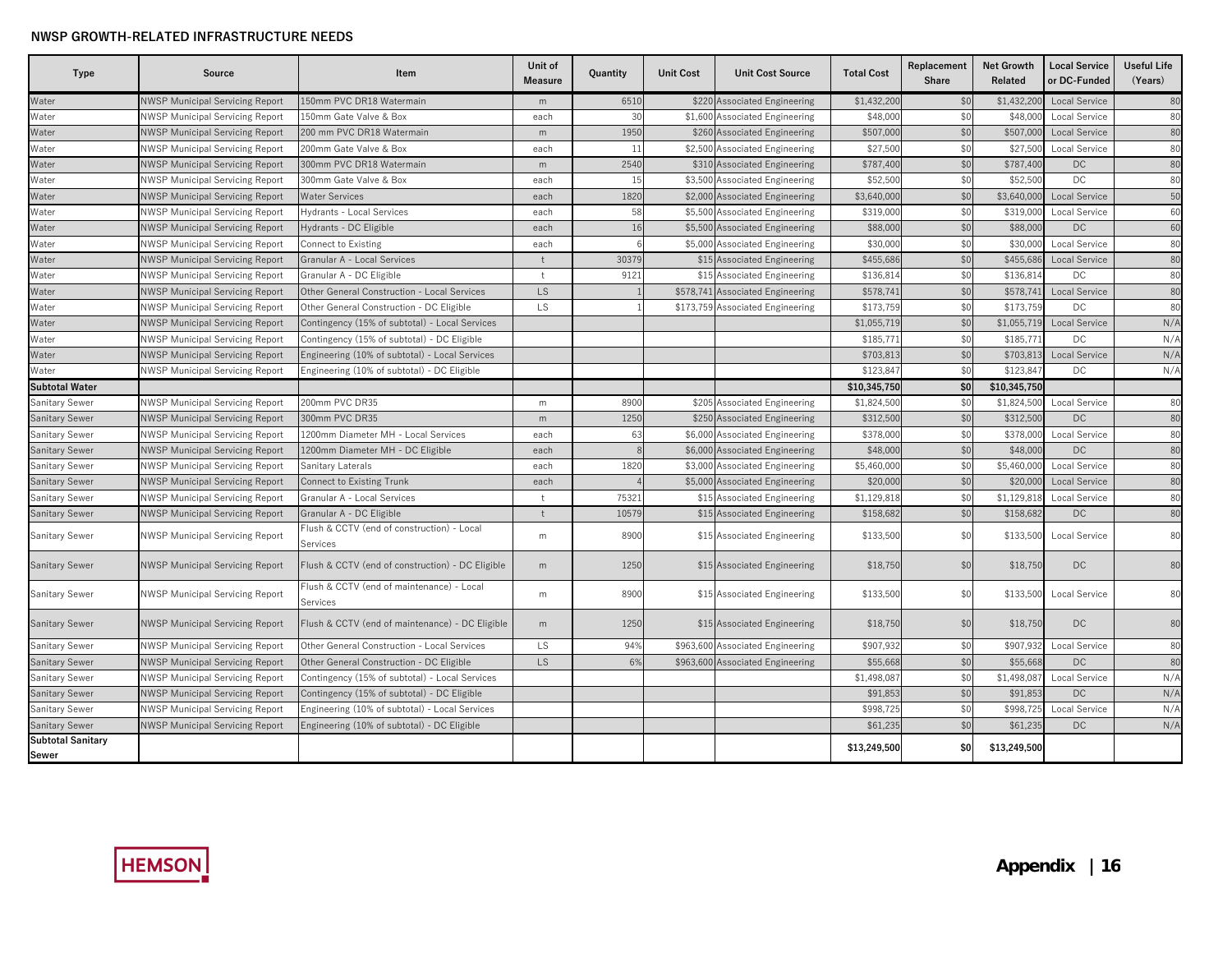## NWSP GROWTH-RELATED INFRASTRUCTURE NEEDS

| Type | Source | Item | Unit of Measure | Quantity | Unit Cost | Unit Cost Source | Total Cost | Replacement Share | Net Growth Related | Local Service or DC-Funded | Useful Life (Years) |
|---|---|---|---|---|---|---|---|---|---|---|---|
| Water | NWSP Municipal Servicing Report | 150mm PVC DR18 Watermain | m | 6510 | $220 | Associated Engineering | $1,432,200 | $0 | $1,432,200 | Local Service | 80 |
| Water | NWSP Municipal Servicing Report | 150mm Gate Valve & Box | each | 30 | $1,600 | Associated Engineering | $48,000 | $0 | $48,000 | Local Service | 80 |
| Water | NWSP Municipal Servicing Report | 200 mm PVC DR18 Watermain | m | 1950 | $260 | Associated Engineering | $507,000 | $0 | $507,000 | Local Service | 80 |
| Water | NWSP Municipal Servicing Report | 200mm Gate Valve & Box | each | 11 | $2,500 | Associated Engineering | $27,500 | $0 | $27,500 | Local Service | 80 |
| Water | NWSP Municipal Servicing Report | 300mm PVC DR18 Watermain | m | 2540 | $310 | Associated Engineering | $787,400 | $0 | $787,400 | DC | 80 |
| Water | NWSP Municipal Servicing Report | 300mm Gate Valve & Box | each | 15 | $3,500 | Associated Engineering | $52,500 | $0 | $52,500 | DC | 80 |
| Water | NWSP Municipal Servicing Report | Water Services | each | 1820 | $2,000 | Associated Engineering | $3,640,000 | $0 | $3,640,000 | Local Service | 50 |
| Water | NWSP Municipal Servicing Report | Hydrants - Local Services | each | 58 | $5,500 | Associated Engineering | $319,000 | $0 | $319,000 | Local Service | 60 |
| Water | NWSP Municipal Servicing Report | Hydrants - DC Eligible | each | 16 | $5,500 | Associated Engineering | $88,000 | $0 | $88,000 | DC | 60 |
| Water | NWSP Municipal Servicing Report | Connect to Existing | each | 6 | $5,000 | Associated Engineering | $30,000 | $0 | $30,000 | Local Service | 80 |
| Water | NWSP Municipal Servicing Report | Granular A - Local Services | t | 30379 | $15 | Associated Engineering | $455,686 | $0 | $455,686 | Local Service | 80 |
| Water | NWSP Municipal Servicing Report | Granular A - DC Eligible | t | 9121 | $15 | Associated Engineering | $136,814 | $0 | $136,814 | DC | 80 |
| Water | NWSP Municipal Servicing Report | Other General Construction - Local Services | LS | 1 | $578,741 | Associated Engineering | $578,741 | $0 | $578,741 | Local Service | 80 |
| Water | NWSP Municipal Servicing Report | Other General Construction - DC Eligible | LS | 1 | $173,759 | Associated Engineering | $173,759 | $0 | $173,759 | DC | 80 |
| Water | NWSP Municipal Servicing Report | Contingency (15% of subtotal) - Local Services | | | | | $1,055,719 | $0 | $1,055,719 | Local Service | N/A |
| Water | NWSP Municipal Servicing Report | Contingency (15% of subtotal) - DC Eligible | | | | | $185,771 | $0 | $185,771 | DC | N/A |
| Water | NWSP Municipal Servicing Report | Engineering (10% of subtotal) - Local Services | | | | | $703,813 | $0 | $703,813 | Local Service | N/A |
| Water | NWSP Municipal Servicing Report | Engineering (10% of subtotal) - DC Eligible | | | | | $123,847 | $0 | $123,847 | DC | N/A |
| **Subtotal Water** | | | | | | | **$10,345,750** | **$0** | **$10,345,750** | | |
| Sanitary Sewer | NWSP Municipal Servicing Report | 200mm PVC DR35 | m | 8900 | $205 | Associated Engineering | $1,824,500 | $0 | $1,824,500 | Local Service | 80 |
| Sanitary Sewer | NWSP Municipal Servicing Report | 300mm PVC DR35 | m | 1250 | $250 | Associated Engineering | $312,500 | $0 | $312,500 | DC | 80 |
| Sanitary Sewer | NWSP Municipal Servicing Report | 1200mm Diameter MH - Local Services | each | 63 | $6,000 | Associated Engineering | $378,000 | $0 | $378,000 | Local Service | 80 |
| Sanitary Sewer | NWSP Municipal Servicing Report | 1200mm Diameter MH - DC Eligible | each | 8 | $6,000 | Associated Engineering | $48,000 | $0 | $48,000 | DC | 80 |
| Sanitary Sewer | NWSP Municipal Servicing Report | Sanitary Laterals | each | 1820 | $3,000 | Associated Engineering | $5,460,000 | $0 | $5,460,000 | Local Service | 80 |
| Sanitary Sewer | NWSP Municipal Servicing Report | Connect to Existing Trunk | each | 4 | $5,000 | Associated Engineering | $20,000 | $0 | $20,000 | Local Service | 80 |
| Sanitary Sewer | NWSP Municipal Servicing Report | Granular A - Local Services | t | 75321 | $15 | Associated Engineering | $1,129,818 | $0 | $1,129,818 | Local Service | 80 |
| Sanitary Sewer | NWSP Municipal Servicing Report | Granular A - DC Eligible | t | 10579 | $15 | Associated Engineering | $158,682 | $0 | $158,682 | DC | 80 |
| Sanitary Sewer | NWSP Municipal Servicing Report | Flush & CCTV (end of construction) - Local Services | m | 8900 | $15 | Associated Engineering | $133,500 | $0 | $133,500 | Local Service | 80 |
| Sanitary Sewer | NWSP Municipal Servicing Report | Flush & CCTV (end of construction) - DC Eligible | m | 1250 | $15 | Associated Engineering | $18,750 | $0 | $18,750 | DC | 80 |
| Sanitary Sewer | NWSP Municipal Servicing Report | Flush & CCTV (end of maintenance) - Local Services | m | 8900 | $15 | Associated Engineering | $133,500 | $0 | $133,500 | Local Service | 80 |
| Sanitary Sewer | NWSP Municipal Servicing Report | Flush & CCTV (end of maintenance) - DC Eligible | m | 1250 | $15 | Associated Engineering | $18,750 | $0 | $18,750 | DC | 80 |
| Sanitary Sewer | NWSP Municipal Servicing Report | Other General Construction - Local Services | LS | 94% | $963,600 | Associated Engineering | $907,932 | $0 | $907,932 | Local Service | 80 |
| Sanitary Sewer | NWSP Municipal Servicing Report | Other General Construction - DC Eligible | LS | 6% | $963,600 | Associated Engineering | $55,668 | $0 | $55,668 | DC | 80 |
| Sanitary Sewer | NWSP Municipal Servicing Report | Contingency (15% of subtotal) - Local Services | | | | | $1,498,087 | $0 | $1,498,087 | Local Service | N/A |
| Sanitary Sewer | NWSP Municipal Servicing Report | Contingency (15% of subtotal) - DC Eligible | | | | | $91,853 | $0 | $91,853 | DC | N/A |
| Sanitary Sewer | NWSP Municipal Servicing Report | Engineering (10% of subtotal) - Local Services | | | | | $998,725 | $0 | $998,725 | Local Service | N/A |
| Sanitary Sewer | NWSP Municipal Servicing Report | Engineering (10% of subtotal) - DC Eligible | | | | | $61,235 | $0 | $61,235 | DC | N/A |
| **Subtotal Sanitary Sewer** | | | | | | | **$13,249,500** | **$0** | **$13,249,500** | | |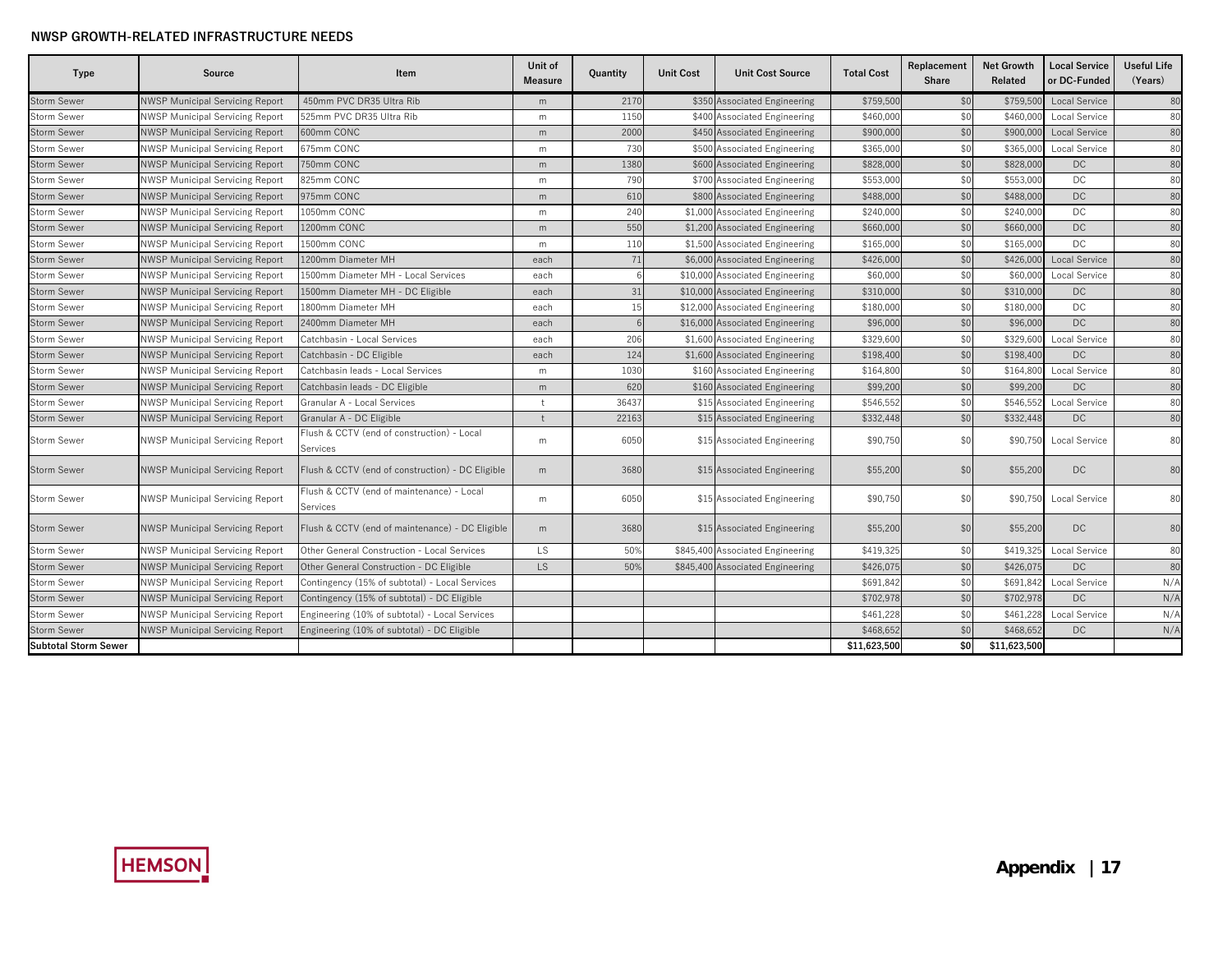## NWSP GROWTH-RELATED INFRASTRUCTURE NEEDS

| Type | Source | Item | Unit of Measure | Quantity | Unit Cost | Unit Cost Source | Total Cost | Replacement Share | Net Growth Related | Local Service or DC-Funded | Useful Life (Years) |
|---|---|---|---|---|---|---|---|---|---|---|---|
| Storm Sewer | NWSP Municipal Servicing Report | 450mm PVC DR35 Ultra Rib | m | 2170 | $350 | Associated Engineering | $759,500 | $0 | $759,500 | Local Service | 80 |
| Storm Sewer | NWSP Municipal Servicing Report | 525mm PVC DR35 Ultra Rib | m | 1150 | $400 | Associated Engineering | $460,000 | $0 | $460,000 | Local Service | 80 |
| Storm Sewer | NWSP Municipal Servicing Report | 600mm CONC | m | 2000 | $450 | Associated Engineering | $900,000 | $0 | $900,000 | Local Service | 80 |
| Storm Sewer | NWSP Municipal Servicing Report | 675mm CONC | m | 730 | $500 | Associated Engineering | $365,000 | $0 | $365,000 | Local Service | 80 |
| Storm Sewer | NWSP Municipal Servicing Report | 750mm CONC | m | 1380 | $600 | Associated Engineering | $828,000 | $0 | $828,000 | DC | 80 |
| Storm Sewer | NWSP Municipal Servicing Report | 825mm CONC | m | 790 | $700 | Associated Engineering | $553,000 | $0 | $553,000 | DC | 80 |
| Storm Sewer | NWSP Municipal Servicing Report | 975mm CONC | m | 610 | $800 | Associated Engineering | $488,000 | $0 | $488,000 | DC | 80 |
| Storm Sewer | NWSP Municipal Servicing Report | 1050mm CONC | m | 240 | $1,000 | Associated Engineering | $240,000 | $0 | $240,000 | DC | 80 |
| Storm Sewer | NWSP Municipal Servicing Report | 1200mm CONC | m | 550 | $1,200 | Associated Engineering | $660,000 | $0 | $660,000 | DC | 80 |
| Storm Sewer | NWSP Municipal Servicing Report | 1500mm CONC | m | 110 | $1,500 | Associated Engineering | $165,000 | $0 | $165,000 | DC | 80 |
| Storm Sewer | NWSP Municipal Servicing Report | 1200mm Diameter MH | each | 71 | $6,000 | Associated Engineering | $426,000 | $0 | $426,000 | Local Service | 80 |
| Storm Sewer | NWSP Municipal Servicing Report | 1500mm Diameter MH - Local Services | each | 6 | $10,000 | Associated Engineering | $60,000 | $0 | $60,000 | Local Service | 80 |
| Storm Sewer | NWSP Municipal Servicing Report | 1500mm Diameter MH - DC Eligible | each | 31 | $10,000 | Associated Engineering | $310,000 | $0 | $310,000 | DC | 80 |
| Storm Sewer | NWSP Municipal Servicing Report | 1800mm Diameter MH | each | 15 | $12,000 | Associated Engineering | $180,000 | $0 | $180,000 | DC | 80 |
| Storm Sewer | NWSP Municipal Servicing Report | 2400mm Diameter MH | each | 6 | $16,000 | Associated Engineering | $96,000 | $0 | $96,000 | DC | 80 |
| Storm Sewer | NWSP Municipal Servicing Report | Catchbasin - Local Services | each | 206 | $1,600 | Associated Engineering | $329,600 | $0 | $329,600 | Local Service | 80 |
| Storm Sewer | NWSP Municipal Servicing Report | Catchbasin - DC Eligible | each | 124 | $1,600 | Associated Engineering | $198,400 | $0 | $198,400 | DC | 80 |
| Storm Sewer | NWSP Municipal Servicing Report | Catchbasin leads - Local Services | m | 1030 | $160 | Associated Engineering | $164,800 | $0 | $164,800 | Local Service | 80 |
| Storm Sewer | NWSP Municipal Servicing Report | Catchbasin leads - DC Eligible | m | 620 | $160 | Associated Engineering | $99,200 | $0 | $99,200 | DC | 80 |
| Storm Sewer | NWSP Municipal Servicing Report | Granular A - Local Services | t | 36437 | $15 | Associated Engineering | $546,552 | $0 | $546,552 | Local Service | 80 |
| Storm Sewer | NWSP Municipal Servicing Report | Granular A - DC Eligible | t | 22163 | $15 | Associated Engineering | $332,448 | $0 | $332,448 | DC | 80 |
| Storm Sewer | NWSP Municipal Servicing Report | Flush & CCTV (end of construction) - Local Services | m | 6050 | $15 | Associated Engineering | $90,750 | $0 | $90,750 | Local Service | 80 |
| Storm Sewer | NWSP Municipal Servicing Report | Flush & CCTV (end of construction) - DC Eligible | m | 3680 | $15 | Associated Engineering | $55,200 | $0 | $55,200 | DC | 80 |
| Storm Sewer | NWSP Municipal Servicing Report | Flush & CCTV (end of maintenance) - Local Services | m | 6050 | $15 | Associated Engineering | $90,750 | $0 | $90,750 | Local Service | 80 |
| Storm Sewer | NWSP Municipal Servicing Report | Flush & CCTV (end of maintenance) - DC Eligible | m | 3680 | $15 | Associated Engineering | $55,200 | $0 | $55,200 | DC | 80 |
| Storm Sewer | NWSP Municipal Servicing Report | Other General Construction - Local Services | LS | 50% | $845,400 | Associated Engineering | $419,325 | $0 | $419,325 | Local Service | 80 |
| Storm Sewer | NWSP Municipal Servicing Report | Other General Construction - DC Eligible | LS | 50% | $845,400 | Associated Engineering | $426,075 | $0 | $426,075 | DC | 80 |
| Storm Sewer | NWSP Municipal Servicing Report | Contingency (15% of subtotal) - Local Services | | | | | $691,842 | $0 | $691,842 | Local Service | N/A |
| Storm Sewer | NWSP Municipal Servicing Report | Contingency (15% of subtotal) - DC Eligible | | | | | $702,978 | $0 | $702,978 | DC | N/A |
| Storm Sewer | NWSP Municipal Servicing Report | Engineering (10% of subtotal) - Local Services | | | | | $461,228 | $0 | $461,228 | Local Service | N/A |
| Storm Sewer | NWSP Municipal Servicing Report | Engineering (10% of subtotal) - DC Eligible | | | | | $468,652 | $0 | $468,652 | DC | N/A |
| **Subtotal Storm Sewer** | | | | | | | **$11,623,500** | **$0** | **$11,623,500** | | |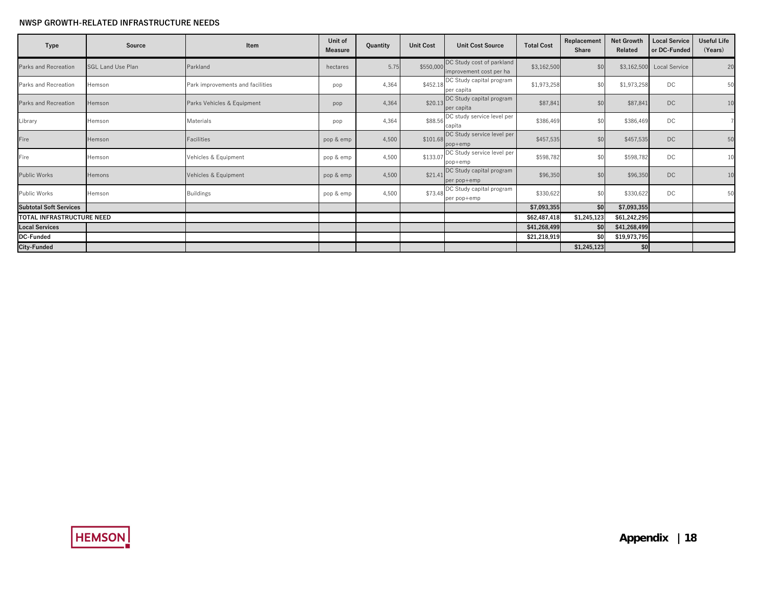## NWSP GROWTH-RELATED INFRASTRUCTURE NEEDS

| Type | Source | Item | Unit of Measure | Quantity | Unit Cost | Unit Cost Source | Total Cost | Replacement Share | Net Growth Related | Local Service or DC-Funded | Useful Life (Years) |
|---|---|---|---|---|---|---|---|---|---|---|---|
| Parks and Recreation | SGL Land Use Plan | Parkland | hectares | 5.75 | $550,000 | DC Study cost of parkland improvement cost per ha | $3,162,500 | $0 | $3,162,500 | Local Service | 20 |
| Parks and Recreation | Hemson | Park improvements and facilities | pop | 4,364 | $452.18 | DC Study capital program per capita | $1,973,258 | $0 | $1,973,258 | DC | 50 |
| Parks and Recreation | Hemson | Parks Vehicles & Equipment | pop | 4,364 | $20.13 | DC Study capital program per capita | $87,841 | $0 | $87,841 | DC | 10 |
| Library | Hemson | Materials | pop | 4,364 | $88.56 | DC study service level per capita | $386,469 | $0 | $386,469 | DC | 7 |
| Fire | Hemson | Facilities | pop & emp | 4,500 | $101.68 | DC Study service level per pop+emp | $457,535 | $0 | $457,535 | DC | 50 |
| Fire | Hemson | Vehicles & Equipment | pop & emp | 4,500 | $133.07 | DC Study service level per pop+emp | $598,782 | $0 | $598,782 | DC | 10 |
| Public Works | Hemons | Vehicles & Equipment | pop & emp | 4,500 | $21.41 | DC Study capital program per pop+emp | $96,350 | $0 | $96,350 | DC | 10 |
| Public Works | Hemson | Buildings | pop & emp | 4,500 | $73.48 | DC Study capital program per pop+emp | $330,622 | $0 | $330,622 | DC | 50 |
| **Subtotal Soft Services** | | | | | | | **$7,093,355** | **$0** | **$7,093,355** | | |
| **TOTAL INFRASTRUCTURE NEED** | | | | | | | **$62,487,418** | **$1,245,123** | **$61,242,295** | | |
| **Local Services** | | | | | | | **$41,268,499** | **$0** | **$41,268,499** | | |
| **DC-Funded** | | | | | | | **$21,218,919** | **$0** | **$19,973,795** | | |
| **City-Funded** | | | | | | | | **$1,245,123** | **$0** | | |